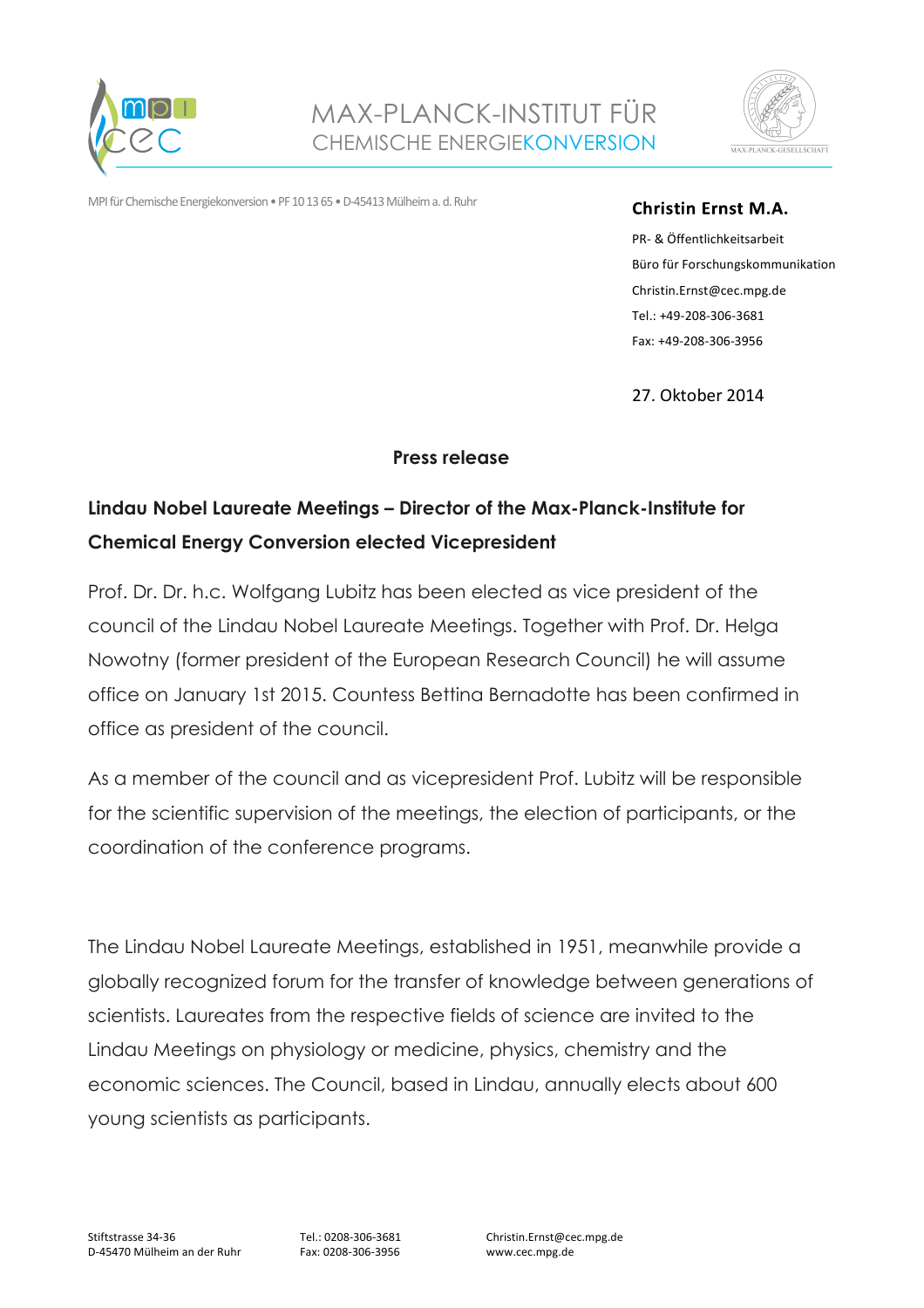MAX-PLANCK-INSTITUT FÜR
CHEMISCHE ENERGIEKONVERSION

MPI für Chemische Energiekonversion • PF 10 13 65 • D-45413 Mülheim a. d. Ruhr

**Christin Ernst M.A.**
PR- & Öffentlichkeitsarbeit
Büro für Forschungskommunikation
Christin.Ernst@cec.mpg.de
Tel.: +49-208-306-3681
Fax: +49-208-306-3956

27. Oktober 2014

**Press release**

## Lindau Nobel Laureate Meetings – Director of the Max-Planck-Institute for Chemical Energy Conversion elected Vicepresident

Prof. Dr. Dr. h.c. Wolfgang Lubitz has been elected as vice president of the council of the Lindau Nobel Laureate Meetings. Together with Prof. Dr. Helga Nowotny (former president of the European Research Council) he will assume office on January 1st 2015. Countess Bettina Bernadotte has been confirmed in office as president of the council.

As a member of the council and as vicepresident Prof. Lubitz will be responsible for the scientific supervision of the meetings, the election of participants, or the coordination of the conference programs.

The Lindau Nobel Laureate Meetings, established in 1951, meanwhile provide a globally recognized forum for the transfer of knowledge between generations of scientists. Laureates from the respective fields of science are invited to the Lindau Meetings on physiology or medicine, physics, chemistry and the economic sciences. The Council, based in Lindau, annually elects about 600 young scientists as participants.

Stiftstrasse 34-36
D-45470 Mülheim an der Ruhr

Tel.: 0208-306-3681
Fax: 0208-306-3956

Christin.Ernst@cec.mpg.de
www.cec.mpg.de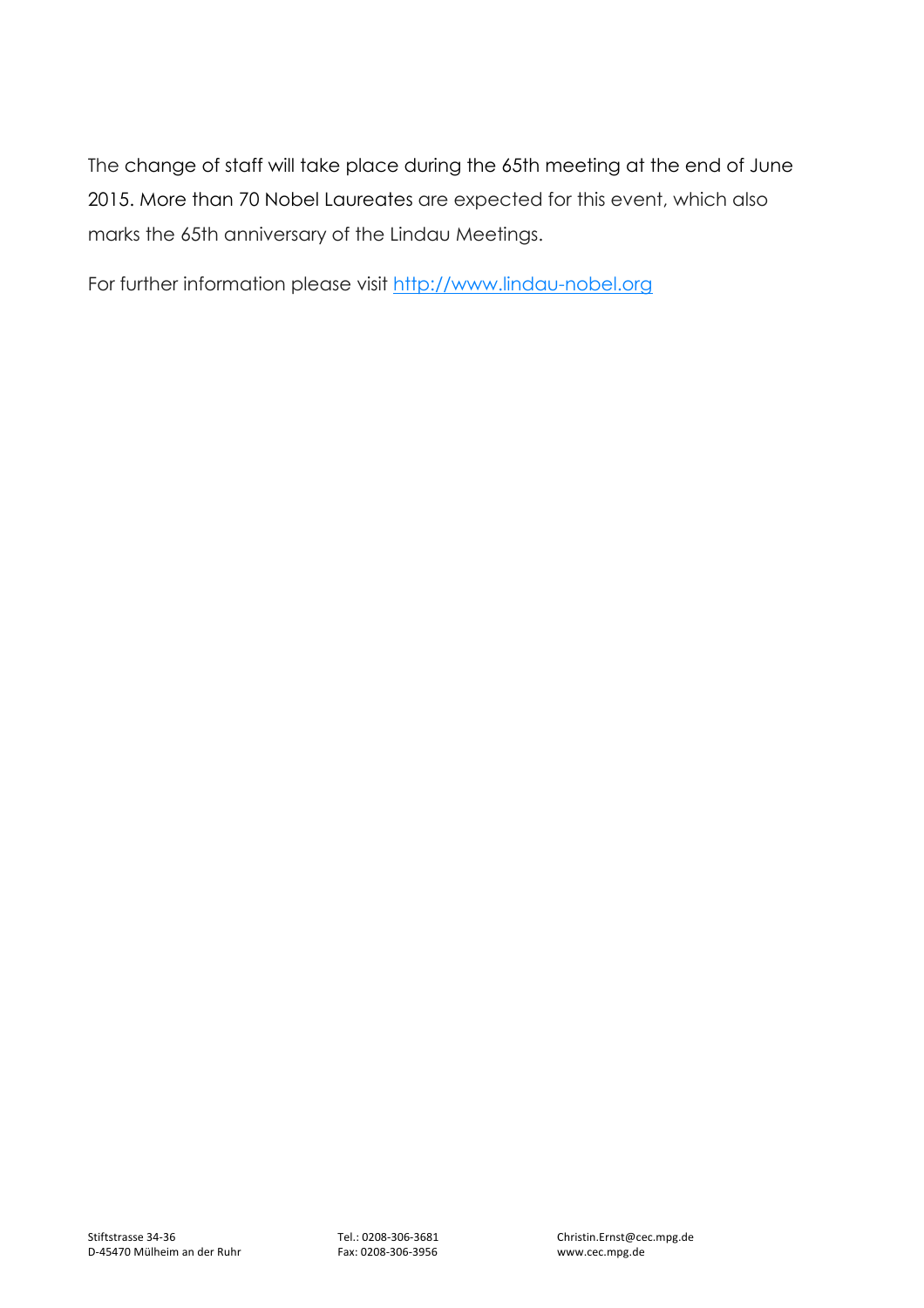The change of staff will take place during the 65th meeting at the end of June 2015. More than 70 Nobel Laureates are expected for this event, which also marks the 65th anniversary of the Lindau Meetings.

For further information please visit [http://www.lindau-nobel.org](http://www.lindau-nobel.org)